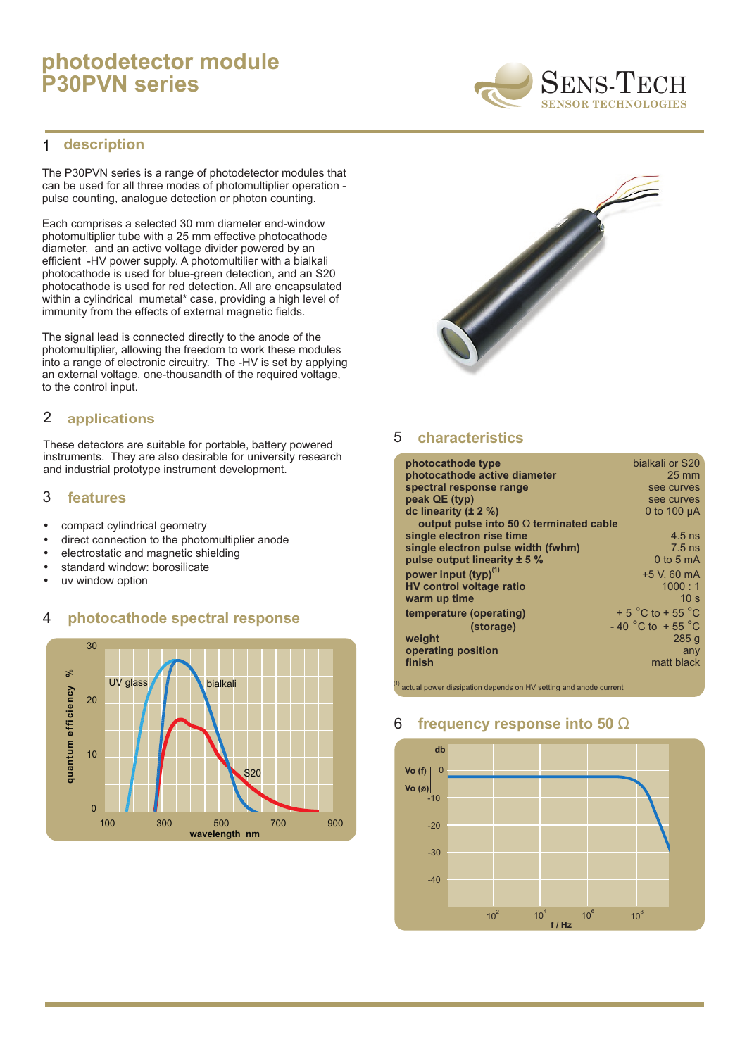# photodetector module P30PVN series

SENS-TECH
SENSOR TECHNOLOGIES

## 1 description

The P30PVN series is a range of photodetector modules that can be used for all three modes of photomultiplier operation - pulse counting, analogue detection or photon counting.

Each comprises a selected 30 mm diameter end-window photomultiplier tube with a 25 mm effective photocathode diameter, and an active voltage divider powered by an efficient -HV power supply. A photomultilier with a bialkali photocathode is used for blue-green detection, and an S20 photocathode is used for red detection. All are encapsulated within a cylindrical mumetal* case, providing a high level of immunity from the effects of external magnetic fields.

The signal lead is connected directly to the anode of the photomultiplier, allowing the freedom to work these modules into a range of electronic circuitry. The -HV is set by applying an external voltage, one-thousandth of the required voltage, to the control input.

## 2 applications

These detectors are suitable for portable, battery powered instruments. They are also desirable for university research and industrial prototype instrument development.

## 3 features

- compact cylindrical geometry
- direct connection to the photomultiplier anode
- electrostatic and magnetic shielding
- standard window: borosilicate
- uv window option

## 4 photocathode spectral response

quantum efficiency % (0–30) vs wavelength nm (100–900); curves: UV glass, bialkali, S20

## 5 characteristics

| | |
|---|---|
| **photocathode type** | bialkali or S20 |
| **photocathode active diameter** | 25 mm |
| **spectral response range** | see curves |
| **peak QE (typ)** | see curves |
| **dc linearity (± 2 %)** | 0 to 100 µA |
| **output pulse into 50 Ω terminated cable** | |
| **single electron rise time** | 4.5 ns |
| **single electron pulse width (fwhm)** | 7.5 ns |
| **pulse output linearity ± 5 %** | 0 to 5 mA |
| **power input (typ)[1]** | +5 V, 60 mA |
| **HV control voltage ratio** | 1000 : 1 |
| **warm up time** | 10 s |
| **temperature (operating)** | + 5 °C to + 55 °C |
| **(storage)** | - 40 °C to + 55 °C |
| **weight** | 285 g |
| **operating position** | any |
| **finish** | matt black |

[1] actual power dissipation depends on HV setting and anode current

## 6 frequency response into 50 Ω

|Vo (f)| / |Vo (ø)| db (0 to -40) vs f / Hz ($10^2$ to $10^8$)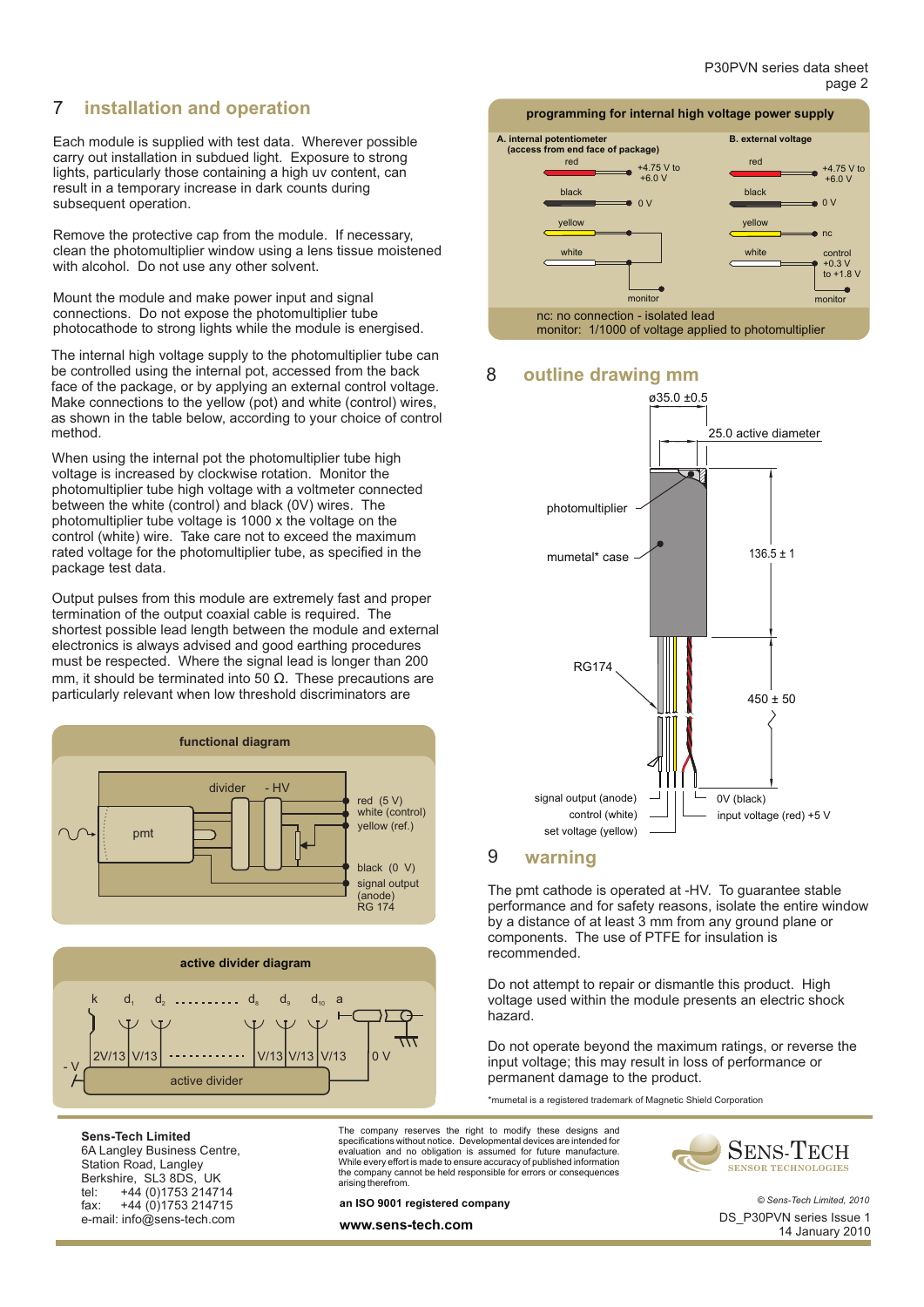## 7 installation and operation

Each module is supplied with test data. Wherever possible carry out installation in subdued light. Exposure to strong lights, particularly those containing a high uv content, can result in a temporary increase in dark counts during subsequent operation.

Remove the protective cap from the module. If necessary, clean the photomultiplier window using a lens tissue moistened with alcohol. Do not use any other solvent.

Mount the module and make power input and signal connections. Do not expose the photomultiplier tube photocathode to strong lights while the module is energised.

The internal high voltage supply to the photomultiplier tube can be controlled using the internal pot, accessed from the back face of the package, or by applying an external control voltage. Make connections to the yellow (pot) and white (control) wires, as shown in the table below, according to your choice of control method.

When using the internal pot the photomultiplier tube high voltage is increased by clockwise rotation. Monitor the photomultiplier tube high voltage with a voltmeter connected between the white (control) and black (0V) wires. The photomultiplier tube voltage is 1000 x the voltage on the control (white) wire. Take care not to exceed the maximum rated voltage for the photomultiplier tube, as specified in the package test data.

Output pulses from this module are extremely fast and proper termination of the output coaxial cable is required. The shortest possible lead length between the module and external electronics is always advised and good earthing procedures must be respected. Where the signal lead is longer than 200 mm, it should be terminated into 50 Ω. These precautions are particularly relevant when low threshold discriminators are

**functional diagram**

divider
- HV
pmt
red (5 V)
white (control)
yellow (ref.)
black (0 V)
signal output (anode)
RG 174

**active divider diagram**

k
$d_1$
$d_2$
$d_8$
$d_9$
$d_{10}$
a
2V/13
V/13
V/13
V/13
V/13
0 V
- V
active divider

**programming for internal high voltage power supply**

A. internal potentiometer (access from end face of package)
red — +4.75 V to +6.0 V
black — 0 V
yellow
white
monitor

B. external voltage
red — +4.75 V to +6.0 V
black — 0 V
yellow — nc
white — control +0.3 V to +1.8 V
monitor

nc: no connection - isolated lead
monitor: 1/1000 of voltage applied to photomultiplier

## 8 outline drawing mm

ø35.0 ±0.5
25.0 active diameter
photomultiplier
mumetal* case
136.5 ± 1
RG174
450 ± 50
signal output (anode)
control (white)
set voltage (yellow)
0V (black)
input voltage (red) +5 V

## 9 warning

The pmt cathode is operated at -HV. To guarantee stable performance and for safety reasons, isolate the entire window by a distance of at least 3 mm from any ground plane or components. The use of PTFE for insulation is recommended.

Do not attempt to repair or dismantle this product. High voltage used within the module presents an electric shock hazard.

Do not operate beyond the maximum ratings, or reverse the input voltage; this may result in loss of performance or permanent damage to the product.

*mumetal is a registered trademark of Magnetic Shield Corporation

**Sens-Tech Limited**
6A Langley Business Centre,
Station Road, Langley
Berkshire, SL3 8DS, UK
tel: +44 (0)1753 214714
fax: +44 (0)1753 214715
e-mail: info@sens-tech.com

The company reserves the right to modify these designs and specifications without notice. Developmental devices are intended for evaluation and no obligation is assumed for future manufacture. While every effort is made to ensure accuracy of published information the company cannot be held responsible for errors or consequences arising therefrom.

**an ISO 9001 registered company**

**www.sens-tech.com**

SENS-TECH
SENSOR TECHNOLOGIES

*© Sens-Tech Limited, 2010*
DS_P30PVN series Issue 1
14 January 2010